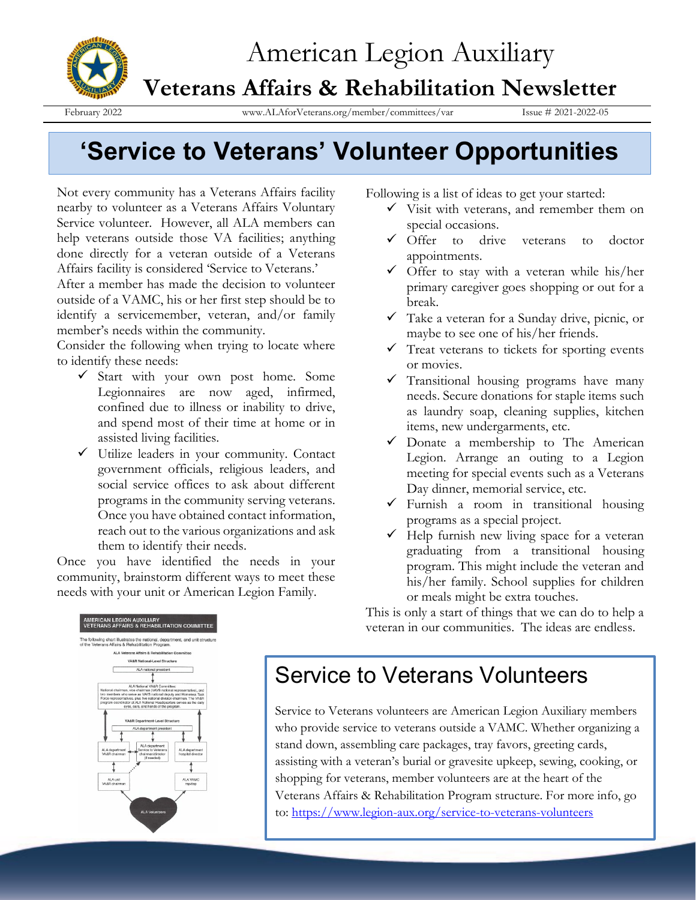# American Legion Auxiliary

## Veterans Affairs & Rehabilitation Newsletter

February 2022 | www.ALAforVeterans.org/member/committees/var | Issue # 2021-2022-05

# 'Service to Veterans' Volunteer Opportunities

Not every community has a Veterans Affairs facility nearby to volunteer as a Veterans Affairs Voluntary Service volunteer. However, all ALA members can help veterans outside those VA facilities; anything done directly for a veteran outside of a Veterans Affairs facility is considered 'Service to Veterans.'

After a member has made the decision to volunteer outside of a VAMC, his or her first step should be to identify a servicemember, veteran, and/or family member's needs within the community.

Consider the following when trying to locate where to identify these needs:

- ✓ Start with your own post home. Some Legionnaires are now aged, infirmed, confined due to illness or inability to drive, and spend most of their time at home or in assisted living facilities.
- ✓ Utilize leaders in your community. Contact government officials, religious leaders, and social service offices to ask about different programs in the community serving veterans. Once you have obtained contact information, reach out to the various organizations and ask them to identify their needs.

Once you have identified the needs in your community, brainstorm different ways to meet these needs with your unit or American Legion Family.

Following is a list of ideas to get your started:

- ✓ Visit with veterans, and remember them on special occasions.
- ✓ Offer to drive veterans to doctor appointments.
- ✓ Offer to stay with a veteran while his/her primary caregiver goes shopping or out for a break.
- ✓ Take a veteran for a Sunday drive, picnic, or maybe to see one of his/her friends.
- ✓ Treat veterans to tickets for sporting events or movies.
- ✓ Transitional housing programs have many needs. Secure donations for staple items such as laundry soap, cleaning supplies, kitchen items, new undergarments, etc.
- ✓ Donate a membership to The American Legion. Arrange an outing to a Legion meeting for special events such as a Veterans Day dinner, memorial service, etc.
- ✓ Furnish a room in transitional housing programs as a special project.
- ✓ Help furnish new living space for a veteran graduating from a transitional housing program. This might include the veteran and his/her family. School supplies for children or meals might be extra touches.

This is only a start of things that we can do to help a veteran in our communities. The ideas are endless.

**AMERICAN LEGION AUXILIARY VETERANS AFFAIRS & REHABILITATION COMMITTEE**

The following chart illustrates the national, department, and unit structure of the Veterans Affairs & Rehabilitation Program.

ALA Veterans Affairs & Rehabilitation Committee

VA&R National-Level Structure

- ALA national president
- ALA National VA&R Committee: National chairman, vice chairman (VAVS national representative), and two members who serve as VAVS national deputy and Homeless Task Force representatives, plus five national division chairmen. The VA&R program coordinator at ALA National Headquarters serves as the daily eyes, ears, and hands of the program.

VA&R Department-Level Structure

- ALA department president
- ALA department VA&R chairman
- ALA department Service to Veterans chairman/director (if needed)
- ALA department hospital director
- ALA unit VA&R chairman
- ALA VAMC rep/dep
- ALA Volunteers

## Service to Veterans Volunteers

Service to Veterans volunteers are American Legion Auxiliary members who provide service to veterans outside a VAMC. Whether organizing a stand down, assembling care packages, tray favors, greeting cards, assisting with a veteran's burial or gravesite upkeep, sewing, cooking, or shopping for veterans, member volunteers are at the heart of the Veterans Affairs & Rehabilitation Program structure. For more info, go to: https://www.legion-aux.org/service-to-veterans-volunteers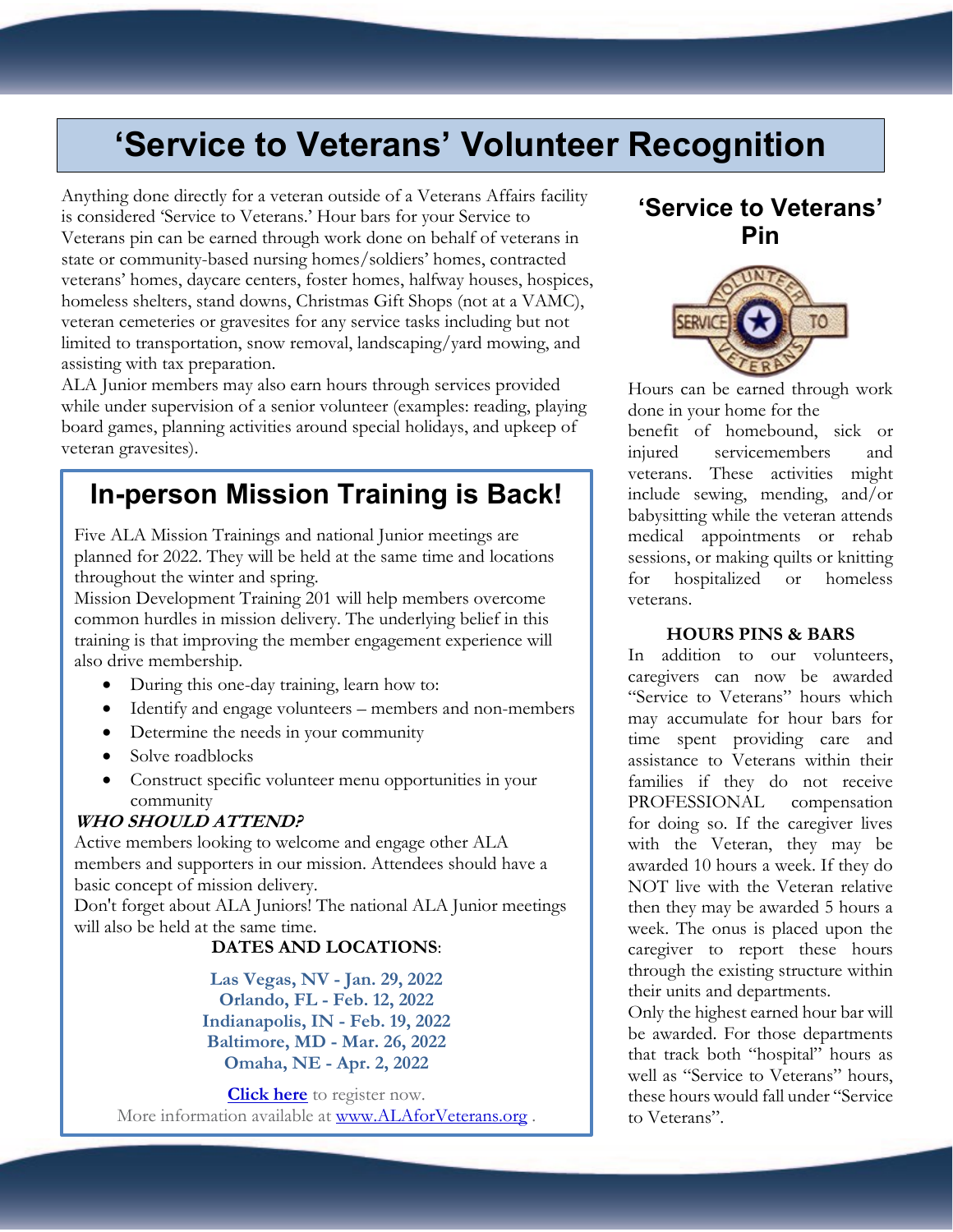# 'Service to Veterans' Volunteer Recognition

Anything done directly for a veteran outside of a Veterans Affairs facility is considered 'Service to Veterans.' Hour bars for your Service to Veterans pin can be earned through work done on behalf of veterans in state or community-based nursing homes/soldiers' homes, contracted veterans' homes, daycare centers, foster homes, halfway houses, hospices, homeless shelters, stand downs, Christmas Gift Shops (not at a VAMC), veteran cemeteries or gravesites for any service tasks including but not limited to transportation, snow removal, landscaping/yard mowing, and assisting with tax preparation.

ALA Junior members may also earn hours through services provided while under supervision of a senior volunteer (examples: reading, playing board games, planning activities around special holidays, and upkeep of veteran gravesites).

## In-person Mission Training is Back!

Five ALA Mission Trainings and national Junior meetings are planned for 2022. They will be held at the same time and locations throughout the winter and spring.

Mission Development Training 201 will help members overcome common hurdles in mission delivery. The underlying belief in this training is that improving the member engagement experience will also drive membership.

- During this one-day training, learn how to:
- Identify and engage volunteers – members and non-members
- Determine the needs in your community
- Solve roadblocks
- Construct specific volunteer menu opportunities in your community

***WHO SHOULD ATTEND?***

Active members looking to welcome and engage other ALA members and supporters in our mission. Attendees should have a basic concept of mission delivery.

Don't forget about ALA Juniors! The national ALA Junior meetings will also be held at the same time.

**DATES AND LOCATIONS**:

**Las Vegas, NV - Jan. 29, 2022**
**Orlando, FL - Feb. 12, 2022**
**Indianapolis, IN - Feb. 19, 2022**
**Baltimore, MD - Mar. 26, 2022**
**Omaha, NE - Apr. 2, 2022**

**Click here** to register now.
More information available at www.ALAforVeterans.org .

## 'Service to Veterans' Pin

Hours can be earned through work done in your home for the benefit of homebound, sick or injured servicemembers and veterans. These activities might include sewing, mending, and/or babysitting while the veteran attends medical appointments or rehab sessions, or making quilts or knitting for hospitalized or homeless veterans.

**HOURS PINS & BARS**

In addition to our volunteers, caregivers can now be awarded "Service to Veterans" hours which may accumulate for hour bars for time spent providing care and assistance to Veterans within their families if they do not receive PROFESSIONAL compensation for doing so. If the caregiver lives with the Veteran, they may be awarded 10 hours a week. If they do NOT live with the Veteran relative then they may be awarded 5 hours a week. The onus is placed upon the caregiver to report these hours through the existing structure within their units and departments.

Only the highest earned hour bar will be awarded. For those departments that track both "hospital" hours as well as "Service to Veterans" hours, these hours would fall under "Service to Veterans".